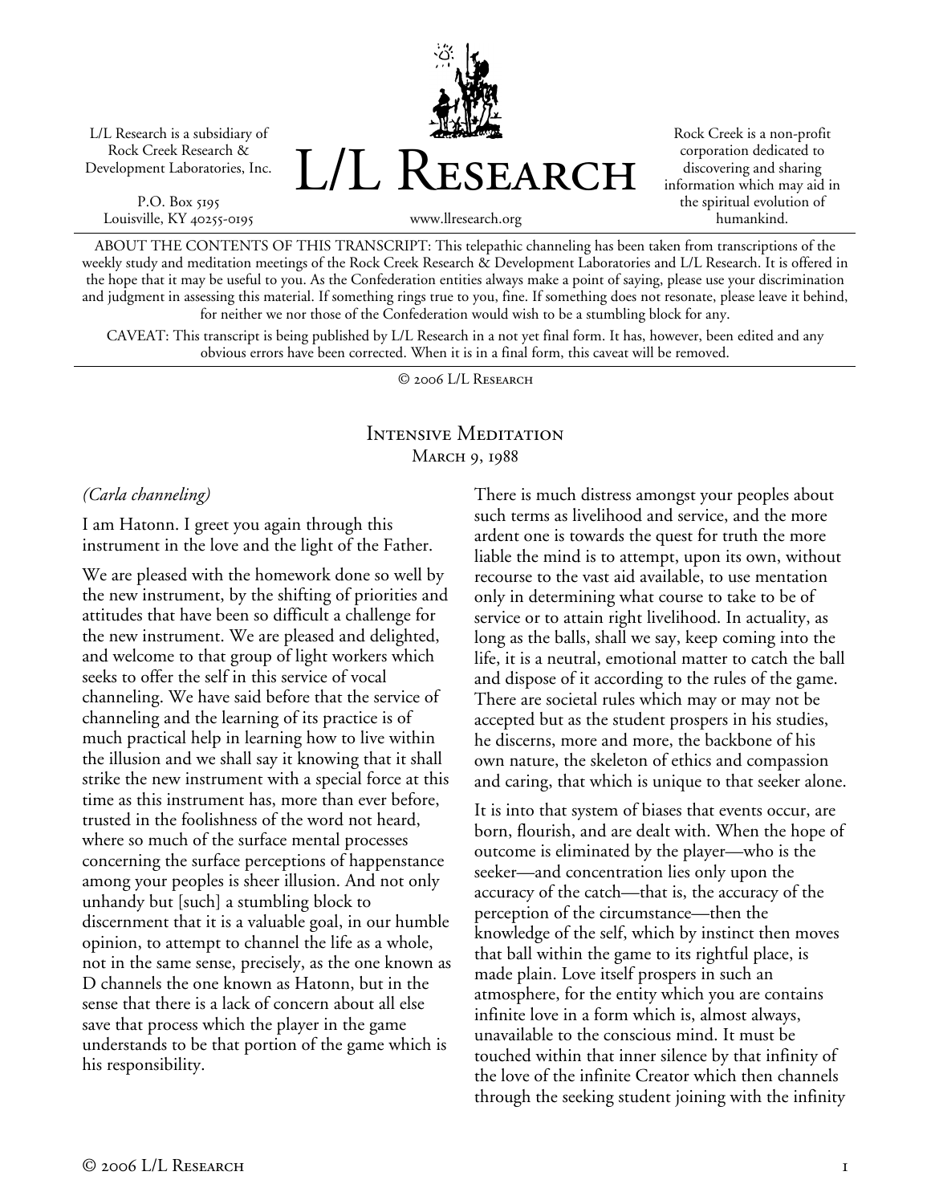L/L Research is a subsidiary of Rock Creek Research & Development Laboratories, Inc.

P.O. Box 5195
Louisville, KY 40255-0195

# L/L Research

www.llresearch.org

Rock Creek is a non-profit corporation dedicated to discovering and sharing information which may aid in the spiritual evolution of humankind.

ABOUT THE CONTENTS OF THIS TRANSCRIPT: This telepathic channeling has been taken from transcriptions of the weekly study and meditation meetings of the Rock Creek Research & Development Laboratories and L/L Research. It is offered in the hope that it may be useful to you. As the Confederation entities always make a point of saying, please use your discrimination and judgment in assessing this material. If something rings true to you, fine. If something does not resonate, please leave it behind, for neither we nor those of the Confederation would wish to be a stumbling block for any.

CAVEAT: This transcript is being published by L/L Research in a not yet final form. It has, however, been edited and any obvious errors have been corrected. When it is in a final form, this caveat will be removed.

© 2006 L/L Research

## Intensive Meditation
### March 9, 1988

*(Carla channeling)*

I am Hatonn. I greet you again through this instrument in the love and the light of the Father.

We are pleased with the homework done so well by the new instrument, by the shifting of priorities and attitudes that have been so difficult a challenge for the new instrument. We are pleased and delighted, and welcome to that group of light workers which seeks to offer the self in this service of vocal channeling. We have said before that the service of channeling and the learning of its practice is of much practical help in learning how to live within the illusion and we shall say it knowing that it shall strike the new instrument with a special force at this time as this instrument has, more than ever before, trusted in the foolishness of the word not heard, where so much of the surface mental processes concerning the surface perceptions of happenstance among your peoples is sheer illusion. And not only unhandy but [such] a stumbling block to discernment that it is a valuable goal, in our humble opinion, to attempt to channel the life as a whole, not in the same sense, precisely, as the one known as D channels the one known as Hatonn, but in the sense that there is a lack of concern about all else save that process which the player in the game understands to be that portion of the game which is his responsibility.

There is much distress amongst your peoples about such terms as livelihood and service, and the more ardent one is towards the quest for truth the more liable the mind is to attempt, upon its own, without recourse to the vast aid available, to use mentation only in determining what course to take to be of service or to attain right livelihood. In actuality, as long as the balls, shall we say, keep coming into the life, it is a neutral, emotional matter to catch the ball and dispose of it according to the rules of the game. There are societal rules which may or may not be accepted but as the student prospers in his studies, he discerns, more and more, the backbone of his own nature, the skeleton of ethics and compassion and caring, that which is unique to that seeker alone.

It is into that system of biases that events occur, are born, flourish, and are dealt with. When the hope of outcome is eliminated by the player—who is the seeker—and concentration lies only upon the accuracy of the catch—that is, the accuracy of the perception of the circumstance—then the knowledge of the self, which by instinct then moves that ball within the game to its rightful place, is made plain. Love itself prospers in such an atmosphere, for the entity which you are contains infinite love in a form which is, almost always, unavailable to the conscious mind. It must be touched within that inner silence by that infinity of the love of the infinite Creator which then channels through the seeking student joining with the infinity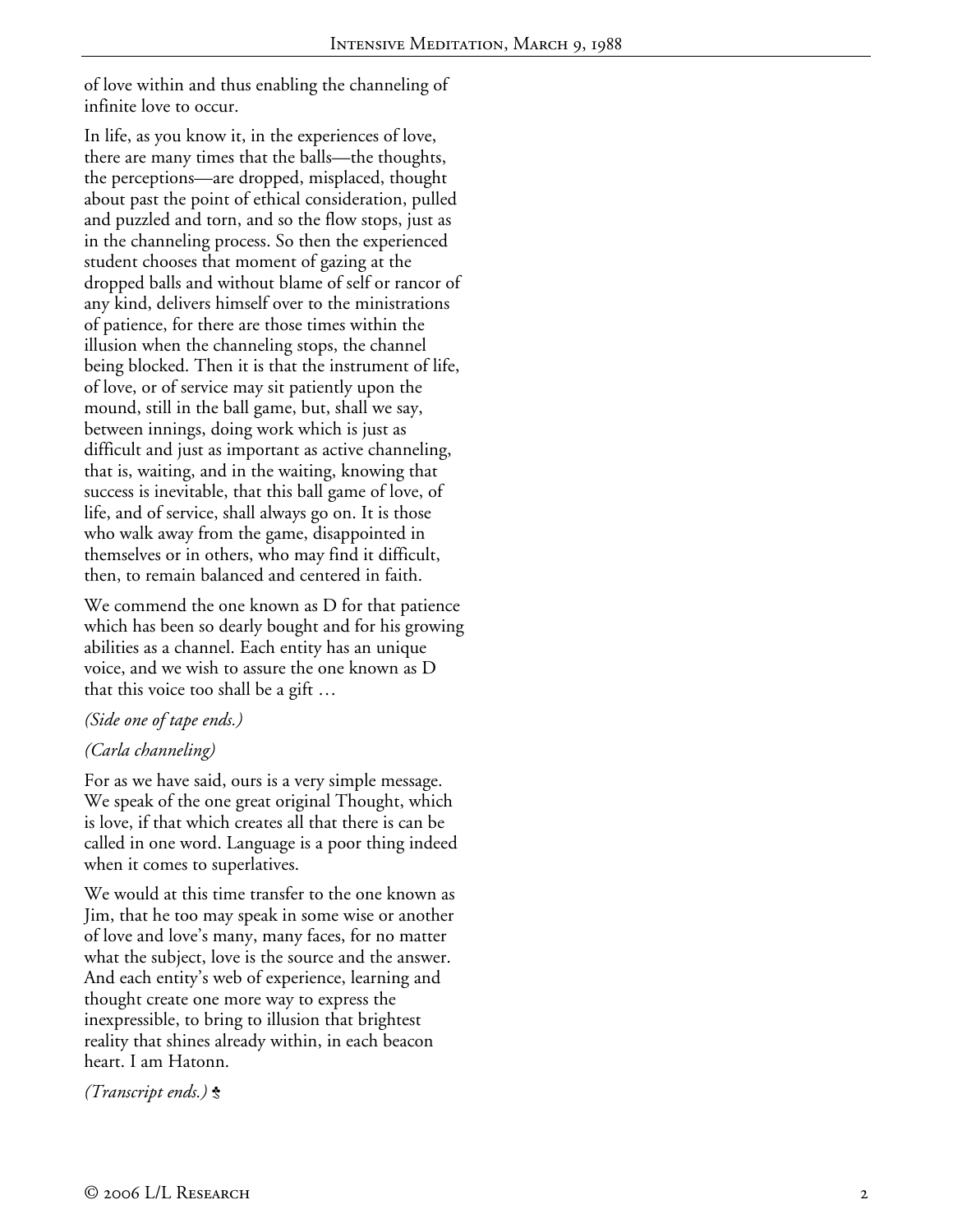of love within and thus enabling the channeling of infinite love to occur.

In life, as you know it, in the experiences of love, there are many times that the balls—the thoughts, the perceptions—are dropped, misplaced, thought about past the point of ethical consideration, pulled and puzzled and torn, and so the flow stops, just as in the channeling process. So then the experienced student chooses that moment of gazing at the dropped balls and without blame of self or rancor of any kind, delivers himself over to the ministrations of patience, for there are those times within the illusion when the channeling stops, the channel being blocked. Then it is that the instrument of life, of love, or of service may sit patiently upon the mound, still in the ball game, but, shall we say, between innings, doing work which is just as difficult and just as important as active channeling, that is, waiting, and in the waiting, knowing that success is inevitable, that this ball game of love, of life, and of service, shall always go on. It is those who walk away from the game, disappointed in themselves or in others, who may find it difficult, then, to remain balanced and centered in faith.

We commend the one known as D for that patience which has been so dearly bought and for his growing abilities as a channel. Each entity has an unique voice, and we wish to assure the one known as D that this voice too shall be a gift …

*(Side one of tape ends.)*

*(Carla channeling)*

For as we have said, ours is a very simple message. We speak of the one great original Thought, which is love, if that which creates all that there is can be called in one word. Language is a poor thing indeed when it comes to superlatives.

We would at this time transfer to the one known as Jim, that he too may speak in some wise or another of love and love's many, many faces, for no matter what the subject, love is the source and the answer. And each entity's web of experience, learning and thought create one more way to express the inexpressible, to bring to illusion that brightest reality that shines already within, in each beacon heart. I am Hatonn.

*(Transcript ends.)*